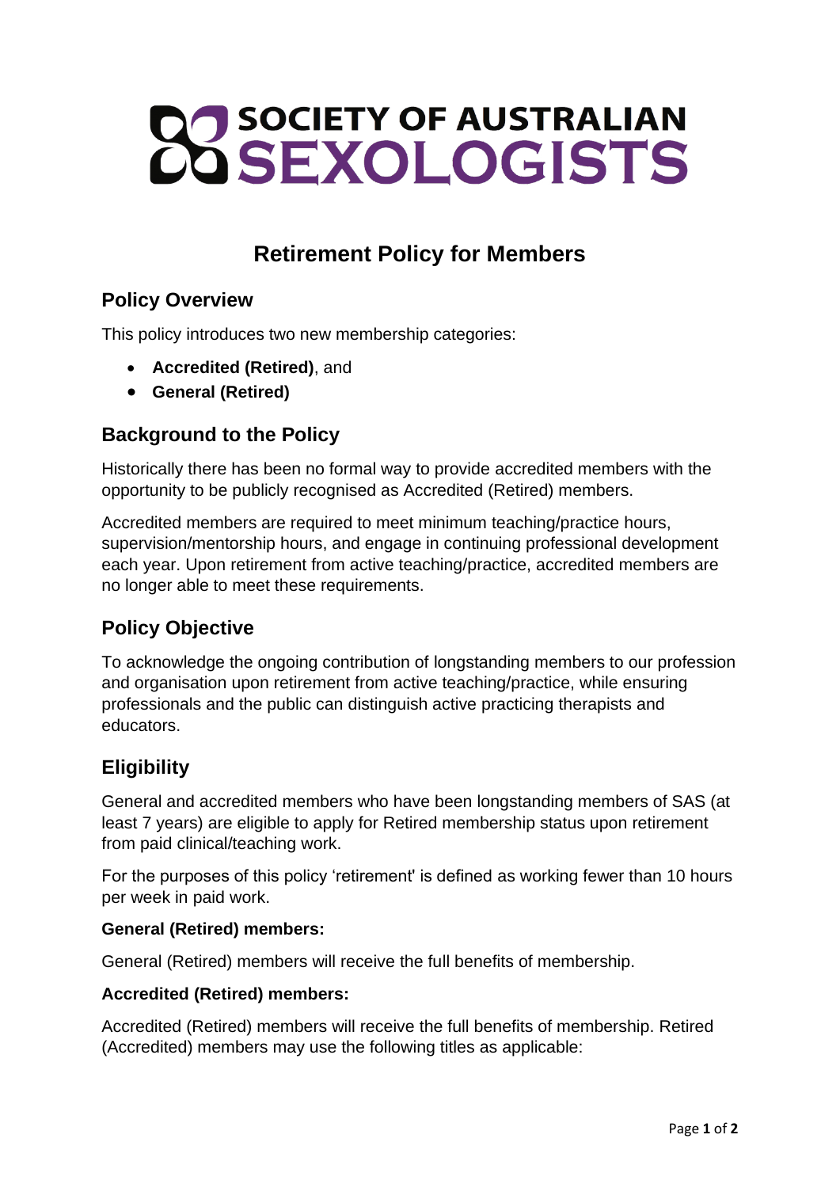# SOCIETY OF AUSTRALIAN SEXOLOGISTS

## Retirement Policy for Members

### Policy Overview

This policy introduces two new membership categories:

- **Accredited (Retired)**, and
- **General (Retired)**

### Background to the Policy

Historically there has been no formal way to provide accredited members with the opportunity to be publicly recognised as Accredited (Retired) members.

Accredited members are required to meet minimum teaching/practice hours, supervision/mentorship hours, and engage in continuing professional development each year. Upon retirement from active teaching/practice, accredited members are no longer able to meet these requirements.

### Policy Objective

To acknowledge the ongoing contribution of longstanding members to our profession and organisation upon retirement from active teaching/practice, while ensuring professionals and the public can distinguish active practicing therapists and educators.

### Eligibility

General and accredited members who have been longstanding members of SAS (at least 7 years) are eligible to apply for Retired membership status upon retirement from paid clinical/teaching work.

For the purposes of this policy 'retirement' is defined as working fewer than 10 hours per week in paid work.

**General (Retired) members:**

General (Retired) members will receive the full benefits of membership.

**Accredited (Retired) members:**

Accredited (Retired) members will receive the full benefits of membership. Retired (Accredited) members may use the following titles as applicable: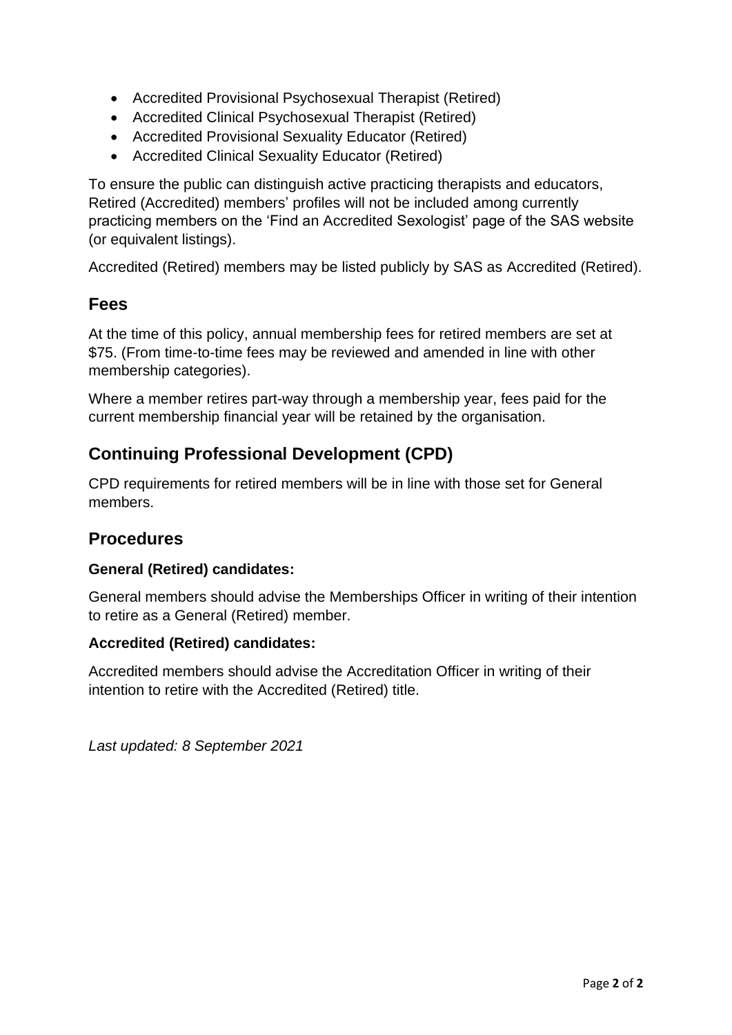- Accredited Provisional Psychosexual Therapist (Retired)
- Accredited Clinical Psychosexual Therapist (Retired)
- Accredited Provisional Sexuality Educator (Retired)
- Accredited Clinical Sexuality Educator (Retired)

To ensure the public can distinguish active practicing therapists and educators, Retired (Accredited) members' profiles will not be included among currently practicing members on the 'Find an Accredited Sexologist' page of the SAS website (or equivalent listings).

Accredited (Retired) members may be listed publicly by SAS as Accredited (Retired).

## Fees

At the time of this policy, annual membership fees for retired members are set at $75. (From time-to-time fees may be reviewed and amended in line with other membership categories).

Where a member retires part-way through a membership year, fees paid for the current membership financial year will be retained by the organisation.

## Continuing Professional Development (CPD)

CPD requirements for retired members will be in line with those set for General members.

## Procedures

**General (Retired) candidates:**

General members should advise the Memberships Officer in writing of their intention to retire as a General (Retired) member.

**Accredited (Retired) candidates:**

Accredited members should advise the Accreditation Officer in writing of their intention to retire with the Accredited (Retired) title.

*Last updated: 8 September 2021*